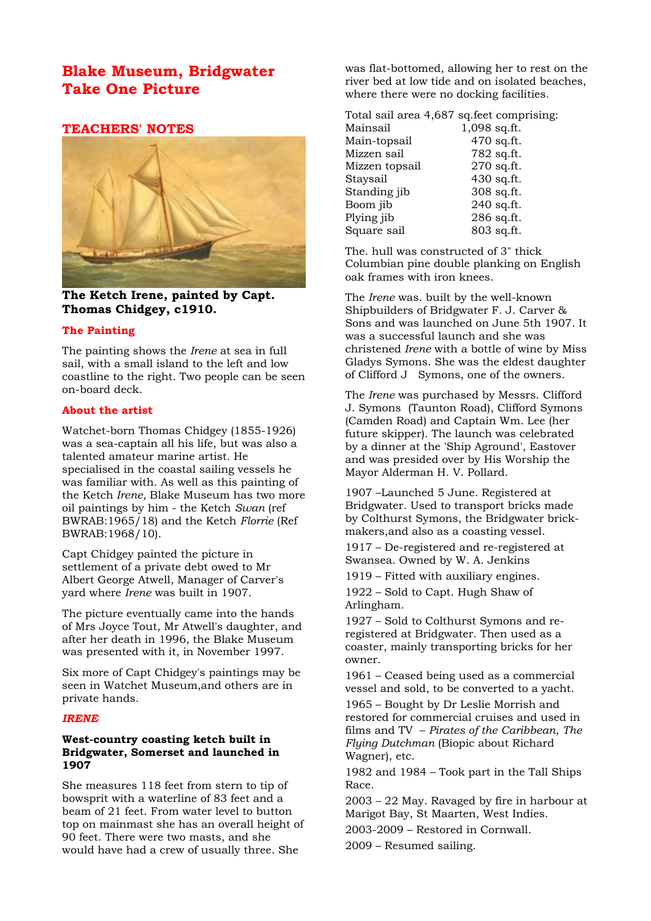# Blake Museum, Bridgwater
# Take One Picture

## TEACHERS' NOTES

**The Ketch Irene, painted by Capt. Thomas Chidgey, c1910.**

### The Painting

The painting shows the *Irene* at sea in full sail, with a small island to the left and low coastline to the right. Two people can be seen on-board deck.

### About the artist

Watchet-born Thomas Chidgey (1855-1926) was a sea-captain all his life, but was also a talented amateur marine artist. He specialised in the coastal sailing vessels he was familiar with. As well as this painting of the Ketch *Irene,* Blake Museum has two more oil paintings by him - the Ketch *Swan* (ref BWRAB:1965/18) and the Ketch *Florrie* (Ref BWRAB:1968/10).

Capt Chidgey painted the picture in settlement of a private debt owed to Mr Albert George Atwell, Manager of Carver's yard where *Irene* was built in 1907.

The picture eventually came into the hands of Mrs Joyce Tout, Mr Atwell's daughter, and after her death in 1996, the Blake Museum was presented with it, in November 1997.

Six more of Capt Chidgey's paintings may be seen in Watchet Museum,and others are in private hands.

### *IRENE*

**West-country coasting ketch built in Bridgwater, Somerset and launched in 1907**

She measures 118 feet from stern to tip of bowsprit with a waterline of 83 feet and a beam of 21 feet. From water level to button top on mainmast she has an overall height of 90 feet. There were two masts, and she would have had a crew of usually three. She was flat-bottomed, allowing her to rest on the river bed at low tide and on isolated beaches, where there were no docking facilities.

Total sail area 4,687 sq.feet comprising:

| | |
|---|---|
| Mainsail | 1,098 sq.ft. |
| Main-topsail | 470 sq.ft. |
| Mizzen sail | 782 sq.ft. |
| Mizzen topsail | 270 sq.ft. |
| Staysail | 430 sq.ft. |
| Standing jib | 308 sq.ft. |
| Boom jib | 240 sq.ft. |
| Plying jib | 286 sq.ft. |
| Square sail | 803 sq.ft. |

The. hull was constructed of 3" thick Columbian pine double planking on English oak frames with iron knees.

The *Irene* was. built by the well-known Shipbuilders of Bridgwater F. J. Carver & Sons and was launched on June 5th 1907. It was a successful launch and she was christened *Irene* with a bottle of wine by Miss Gladys Symons. She was the eldest daughter of Clifford J Symons, one of the owners.

The *Irene* was purchased by Messrs. Clifford J. Symons (Taunton Road), Clifford Symons (Camden Road) and Captain Wm. Lee (her future skipper). The launch was celebrated by a dinner at the 'Ship Aground', Eastover and was presided over by His Worship the Mayor Alderman H. V. Pollard.

1907 –Launched 5 June. Registered at Bridgwater. Used to transport bricks made by Colthurst Symons, the Bridgwater brick-makers,and also as a coasting vessel.

1917 – De-registered and re-registered at Swansea. Owned by W. A. Jenkins

1919 – Fitted with auxiliary engines.

1922 – Sold to Capt. Hugh Shaw of Arlingham.

1927 – Sold to Colthurst Symons and re-registered at Bridgwater. Then used as a coaster, mainly transporting bricks for her owner.

1961 – Ceased being used as a commercial vessel and sold, to be converted to a yacht.

1965 – Bought by Dr Leslie Morrish and restored for commercial cruises and used in films and TV – *Pirates of the Caribbean*, *The Flying Dutchman* (Biopic about Richard Wagner), etc.

1982 and 1984 – Took part in the Tall Ships Race.

2003 – 22 May. Ravaged by fire in harbour at Marigot Bay, St Maarten, West Indies.

2003-2009 – Restored in Cornwall.

2009 – Resumed sailing.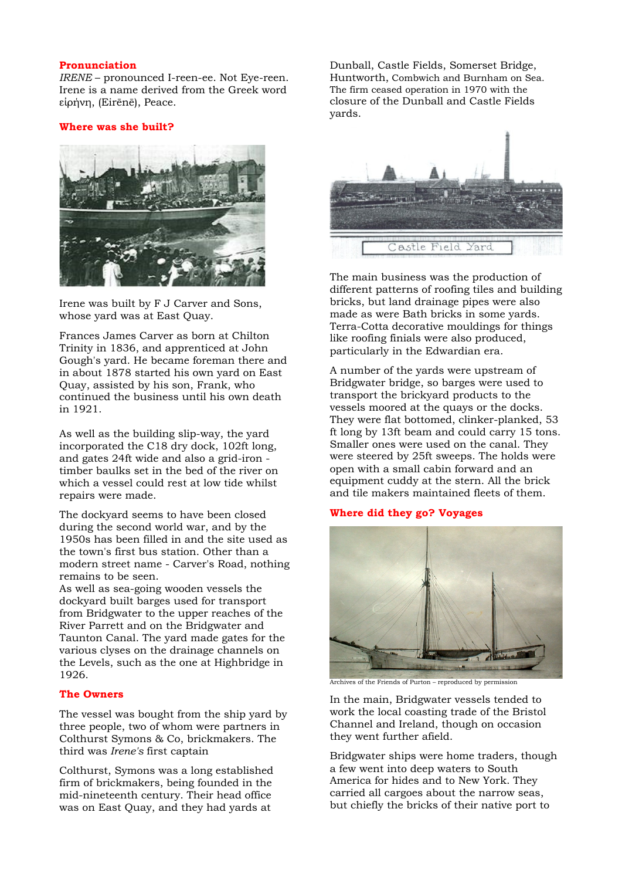**Pronunciation**

*IRENE* – pronounced I-reen-ee. Not Eye-reen. Irene is a name derived from the Greek word εἰρήνη, (Eirēnē), Peace.

**Where was she built?**

Irene was built by F J Carver and Sons, whose yard was at East Quay.

Frances James Carver as born at Chilton Trinity in 1836, and apprenticed at John Gough's yard. He became foreman there and in about 1878 started his own yard on East Quay, assisted by his son, Frank, who continued the business until his own death in 1921.

As well as the building slip-way, the yard incorporated the C18 dry dock, 102ft long, and gates 24ft wide and also a grid-iron - timber baulks set in the bed of the river on which a vessel could rest at low tide whilst repairs were made.

The dockyard seems to have been closed during the second world war, and by the 1950s has been filled in and the site used as the town's first bus station. Other than a modern street name - Carver's Road, nothing remains to be seen.

As well as sea-going wooden vessels the dockyard built barges used for transport from Bridgwater to the upper reaches of the River Parrett and on the Bridgwater and Taunton Canal. The yard made gates for the various clyses on the drainage channels on the Levels, such as the one at Highbridge in 1926.

**The Owners**

The vessel was bought from the ship yard by three people, two of whom were partners in Colthurst Symons & Co, brickmakers. The third was *Irene's* first captain

Colthurst, Symons was a long established firm of brickmakers, being founded in the mid-nineteenth century. Their head office was on East Quay, and they had yards at Dunball, Castle Fields, Somerset Bridge, Huntworth, Combwich and Burnham on Sea. The firm ceased operation in 1970 with the closure of the Dunball and Castle Fields yards.

Castle Field Yard

The main business was the production of different patterns of roofing tiles and building bricks, but land drainage pipes were also made as were Bath bricks in some yards. Terra-Cotta decorative mouldings for things like roofing finials were also produced, particularly in the Edwardian era.

A number of the yards were upstream of Bridgwater bridge, so barges were used to transport the brickyard products to the vessels moored at the quays or the docks. They were flat bottomed, clinker-planked, 53 ft long by 13ft beam and could carry 15 tons. Smaller ones were used on the canal. They were steered by 25ft sweeps. The holds were open with a small cabin forward and an equipment cuddy at the stern. All the brick and tile makers maintained fleets of them.

**Where did they go? Voyages**

Archives of the Friends of Purton – reproduced by permission

In the main, Bridgwater vessels tended to work the local coasting trade of the Bristol Channel and Ireland, though on occasion they went further afield.

Bridgwater ships were home traders, though a few went into deep waters to South America for hides and to New York. They carried all cargoes about the narrow seas, but chiefly the bricks of their native port to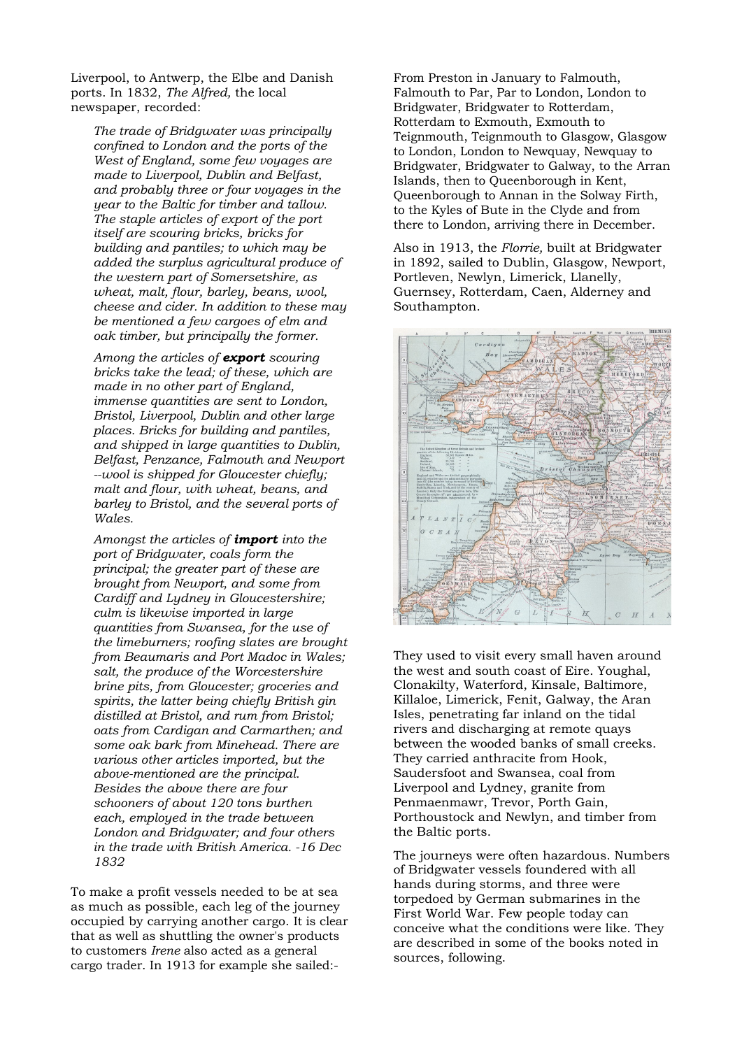Liverpool, to Antwerp, the Elbe and Danish ports. In 1832, *The Alfred,* the local newspaper, recorded:

> *The trade of Bridgwater was principally confined to London and the ports of the West of England, some few voyages are made to Liverpool, Dublin and Belfast, and probably three or four voyages in the year to the Baltic for timber and tallow. The staple articles of export of the port itself are scouring bricks, bricks for building and pantiles; to which may be added the surplus agricultural produce of the western part of Somersetshire, as wheat, malt, flour, barley, beans, wool, cheese and cider. In addition to these may be mentioned a few cargoes of elm and oak timber, but principally the former.*
>
> *Among the articles of **export** scouring bricks take the lead; of these, which are made in no other part of England, immense quantities are sent to London, Bristol, Liverpool, Dublin and other large places. Bricks for building and pantiles, and shipped in large quantities to Dublin, Belfast, Penzance, Falmouth and Newport --wool is shipped for Gloucester chiefly; malt and flour, with wheat, beans, and barley to Bristol, and the several ports of Wales.*
>
> *Amongst the articles of **import** into the port of Bridgwater, coals form the principal; the greater part of these are brought from Newport, and some from Cardiff and Lydney in Gloucestershire; culm is likewise imported in large quantities from Swansea, for the use of the limeburners; roofing slates are brought from Beaumaris and Port Madoc in Wales; salt, the produce of the Worcestershire brine pits, from Gloucester; groceries and spirits, the latter being chiefly British gin distilled at Bristol, and rum from Bristol; oats from Cardigan and Carmarthen; and some oak bark from Minehead. There are various other articles imported, but the above-mentioned are the principal. Besides the above there are four schooners of about 120 tons burthen each, employed in the trade between London and Bridgwater; and four others in the trade with British America. -16 Dec 1832*

To make a profit vessels needed to be at sea as much as possible, each leg of the journey occupied by carrying another cargo. It is clear that as well as shuttling the owner's products to customers *Irene* also acted as a general cargo trader. In 1913 for example she sailed:-

From Preston in January to Falmouth, Falmouth to Par, Par to London, London to Bridgwater, Bridgwater to Rotterdam, Rotterdam to Exmouth, Exmouth to Teignmouth, Teignmouth to Glasgow, Glasgow to London, London to Newquay, Newquay to Bridgwater, Bridgwater to Galway, to the Arran Islands, then to Queenborough in Kent, Queenborough to Annan in the Solway Firth, to the Kyles of Bute in the Clyde and from there to London, arriving there in December.

Also in 1913, the *Florrie,* built at Bridgwater in 1892, sailed to Dublin, Glasgow, Newport, Portleven, Newlyn, Limerick, Llanelly, Guernsey, Rotterdam, Caen, Alderney and Southampton.

They used to visit every small haven around the west and south coast of Eire. Youghal, Clonakilty, Waterford, Kinsale, Baltimore, Killaloe, Limerick, Fenit, Galway, the Aran Isles, penetrating far inland on the tidal rivers and discharging at remote quays between the wooded banks of small creeks. They carried anthracite from Hook, Saudersfoot and Swansea, coal from Liverpool and Lydney, granite from Penmaenmawr, Trevor, Porth Gain, Porthoustock and Newlyn, and timber from the Baltic ports.

The journeys were often hazardous. Numbers of Bridgwater vessels foundered with all hands during storms, and three were torpedoed by German submarines in the First World War. Few people today can conceive what the conditions were like. They are described in some of the books noted in sources, following.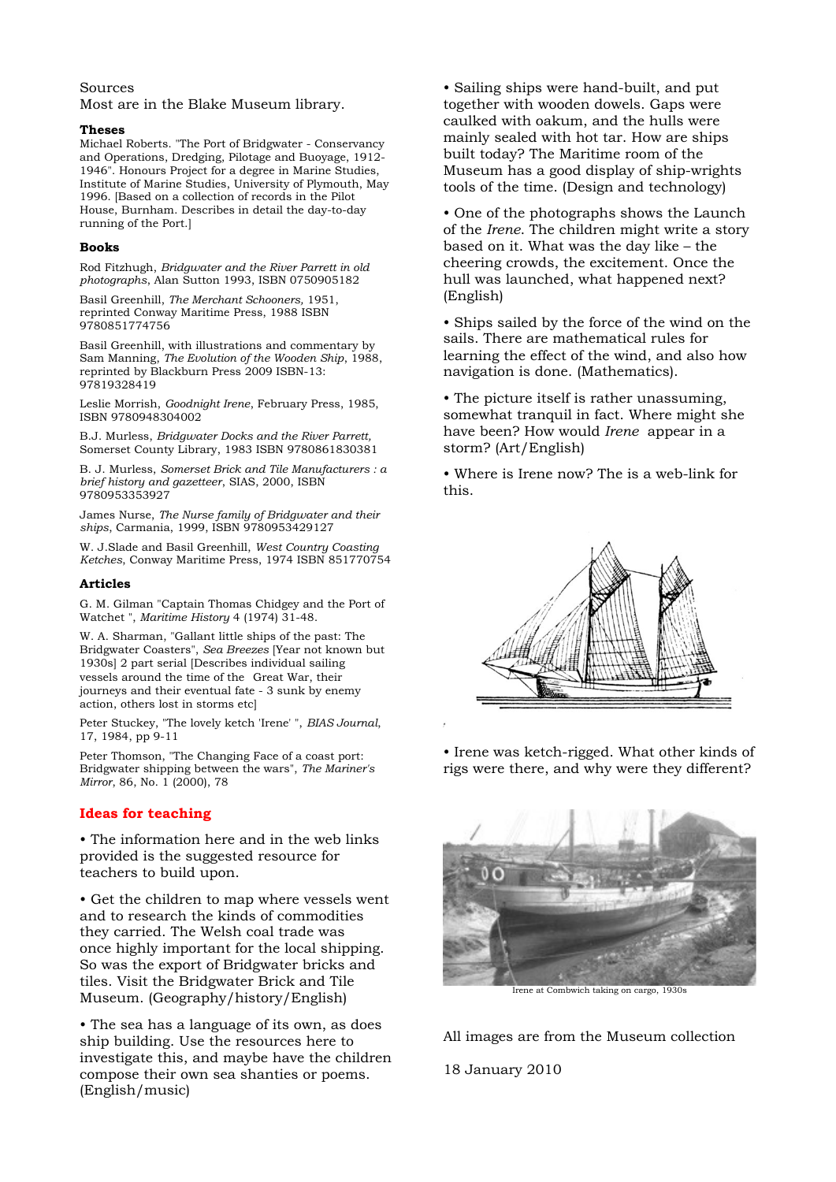Sources
Most are in the Blake Museum library.

**Theses**

Michael Roberts. "The Port of Bridgwater - Conservancy and Operations, Dredging, Pilotage and Buoyage, 1912-1946". Honours Project for a degree in Marine Studies, Institute of Marine Studies, University of Plymouth, May 1996. [Based on a collection of records in the Pilot House, Burnham. Describes in detail the day-to-day running of the Port.]

**Books**

Rod Fitzhugh, *Bridgwater and the River Parrett in old photographs*, Alan Sutton 1993, ISBN 0750905182

Basil Greenhill, *The Merchant Schooners,* 1951, reprinted Conway Maritime Press, 1988 ISBN 9780851774756

Basil Greenhill, with illustrations and commentary by Sam Manning, *The Evolution of the Wooden Ship*, 1988, reprinted by Blackburn Press 2009 ISBN-13: 97819328419

Leslie Morrish, *Goodnight Irene*, February Press, 1985, ISBN 9780948304002

B.J. Murless, *Bridgwater Docks and the River Parrett,* Somerset County Library, 1983 ISBN 9780861830381

B. J. Murless, *Somerset Brick and Tile Manufacturers : a brief history and gazetteer*, SIAS, 2000, ISBN 9780953353927

James Nurse, *The Nurse family of Bridgwater and their ships*, Carmania, 1999, ISBN 9780953429127

W. J.Slade and Basil Greenhill, *West Country Coasting Ketches*, Conway Maritime Press, 1974 ISBN 851770754

**Articles**

G. M. Gilman "Captain Thomas Chidgey and the Port of Watchet ", *Maritime History* 4 (1974) 31-48.

W. A. Sharman, "Gallant little ships of the past: The Bridgwater Coasters", *Sea Breezes* [Year not known but 1930s] 2 part serial [Describes individual sailing vessels around the time of the Great War, their journeys and their eventual fate - 3 sunk by enemy action, others lost in storms etc]

Peter Stuckey, "The lovely ketch 'Irene' ", *BIAS Journal*, 17, 1984, pp 9-11

Peter Thomson, "The Changing Face of a coast port: Bridgwater shipping between the wars", *The Mariner's Mirror*, 86, No. 1 (2000), 78

## Ideas for teaching

• The information here and in the web links provided is the suggested resource for teachers to build upon.

• Get the children to map where vessels went and to research the kinds of commodities they carried. The Welsh coal trade was once highly important for the local shipping. So was the export of Bridgwater bricks and tiles. Visit the Bridgwater Brick and Tile Museum. (Geography/history/English)

• The sea has a language of its own, as does ship building. Use the resources here to investigate this, and maybe have the children compose their own sea shanties or poems. (English/music)

• Sailing ships were hand-built, and put together with wooden dowels. Gaps were caulked with oakum, and the hulls were mainly sealed with hot tar. How are ships built today? The Maritime room of the Museum has a good display of ship-wrights tools of the time. (Design and technology)

• One of the photographs shows the Launch of the *Irene*. The children might write a story based on it. What was the day like – the cheering crowds, the excitement. Once the hull was launched, what happened next? (English)

• Ships sailed by the force of the wind on the sails. There are mathematical rules for learning the effect of the wind, and also how navigation is done. (Mathematics).

• The picture itself is rather unassuming, somewhat tranquil in fact. Where might she have been? How would *Irene* appear in a storm? (Art/English)

• Where is Irene now? The is a web-link for this.

• Irene was ketch-rigged. What other kinds of rigs were there, and why were they different?

Irene at Combwich taking on cargo, 1930s

All images are from the Museum collection

18 January 2010